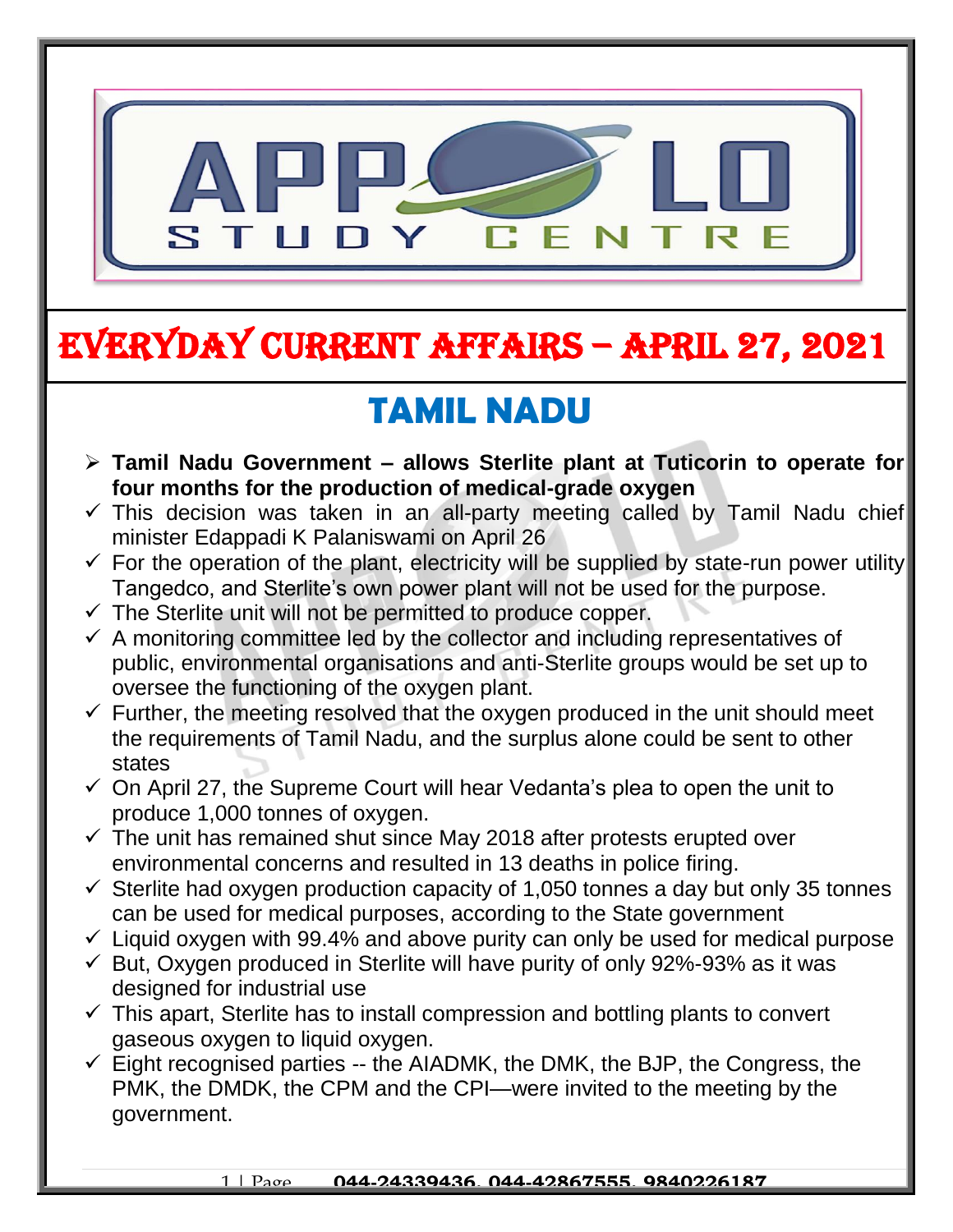# EVERYDAY CURRENT AFFAIRS – APRIL 27, 2021

## TAMIL NADU

- **Tamil Nadu Government – allows Sterlite plant at Tuticorin to operate for four months for the production of medical-grade oxygen**
- ✓ This decision was taken in an all-party meeting called by Tamil Nadu chief minister Edappadi K Palaniswami on April 26
- ✓ For the operation of the plant, electricity will be supplied by state-run power utility Tangedco, and Sterlite's own power plant will not be used for the purpose.
- ✓ The Sterlite unit will not be permitted to produce copper.
- ✓ A monitoring committee led by the collector and including representatives of public, environmental organisations and anti-Sterlite groups would be set up to oversee the functioning of the oxygen plant.
- ✓ Further, the meeting resolved that the oxygen produced in the unit should meet the requirements of Tamil Nadu, and the surplus alone could be sent to other states
- ✓ On April 27, the Supreme Court will hear Vedanta's plea to open the unit to produce 1,000 tonnes of oxygen.
- ✓ The unit has remained shut since May 2018 after protests erupted over environmental concerns and resulted in 13 deaths in police firing.
- ✓ Sterlite had oxygen production capacity of 1,050 tonnes a day but only 35 tonnes can be used for medical purposes, according to the State government
- ✓ Liquid oxygen with 99.4% and above purity can only be used for medical purpose
- ✓ But, Oxygen produced in Sterlite will have purity of only 92%-93% as it was designed for industrial use
- ✓ This apart, Sterlite has to install compression and bottling plants to convert gaseous oxygen to liquid oxygen.
- ✓ Eight recognised parties -- the AIADMK, the DMK, the BJP, the Congress, the PMK, the DMDK, the CPM and the CPI—were invited to the meeting by the government.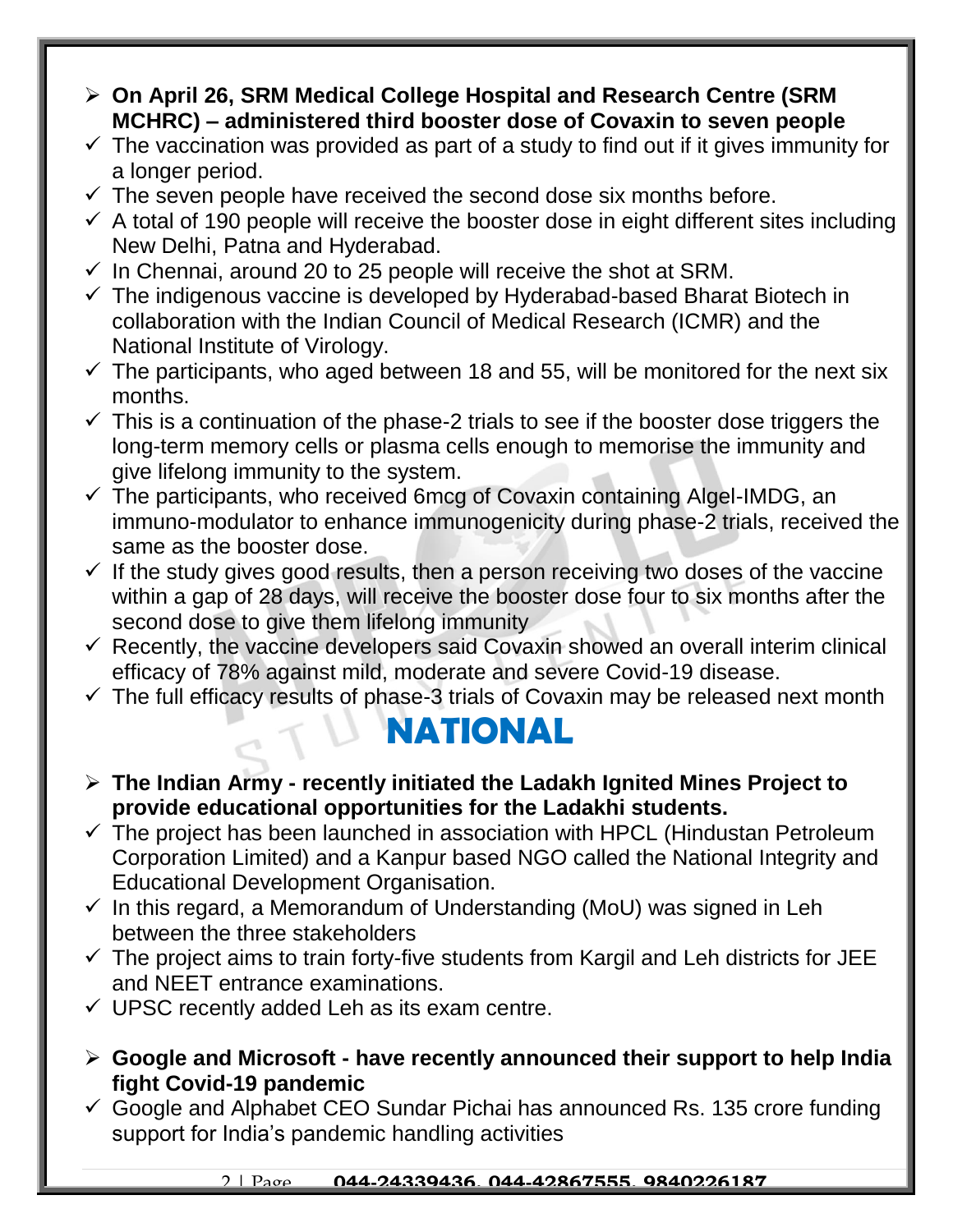- **On April 26, SRM Medical College Hospital and Research Centre (SRM MCHRC) – administered third booster dose of Covaxin to seven people**
  - The vaccination was provided as part of a study to find out if it gives immunity for a longer period.
  - The seven people have received the second dose six months before.
  - A total of 190 people will receive the booster dose in eight different sites including New Delhi, Patna and Hyderabad.
  - In Chennai, around 20 to 25 people will receive the shot at SRM.
  - The indigenous vaccine is developed by Hyderabad-based Bharat Biotech in collaboration with the Indian Council of Medical Research (ICMR) and the National Institute of Virology.
  - The participants, who aged between 18 and 55, will be monitored for the next six months.
  - This is a continuation of the phase-2 trials to see if the booster dose triggers the long-term memory cells or plasma cells enough to memorise the immunity and give lifelong immunity to the system.
  - The participants, who received 6mcg of Covaxin containing Algel-IMDG, an immuno-modulator to enhance immunogenicity during phase-2 trials, received the same as the booster dose.
  - If the study gives good results, then a person receiving two doses of the vaccine within a gap of 28 days, will receive the booster dose four to six months after the second dose to give them lifelong immunity
  - Recently, the vaccine developers said Covaxin showed an overall interim clinical efficacy of 78% against mild, moderate and severe Covid-19 disease.
  - The full efficacy results of phase-3 trials of Covaxin may be released next month

# NATIONAL

- **The Indian Army - recently initiated the Ladakh Ignited Mines Project to provide educational opportunities for the Ladakhi students.**
  - The project has been launched in association with HPCL (Hindustan Petroleum Corporation Limited) and a Kanpur based NGO called the National Integrity and Educational Development Organisation.
  - In this regard, a Memorandum of Understanding (MoU) was signed in Leh between the three stakeholders
  - The project aims to train forty-five students from Kargil and Leh districts for JEE and NEET entrance examinations.
  - UPSC recently added Leh as its exam centre.

- **Google and Microsoft - have recently announced their support to help India fight Covid-19 pandemic**
  - Google and Alphabet CEO Sundar Pichai has announced Rs. 135 crore funding support for India's pandemic handling activities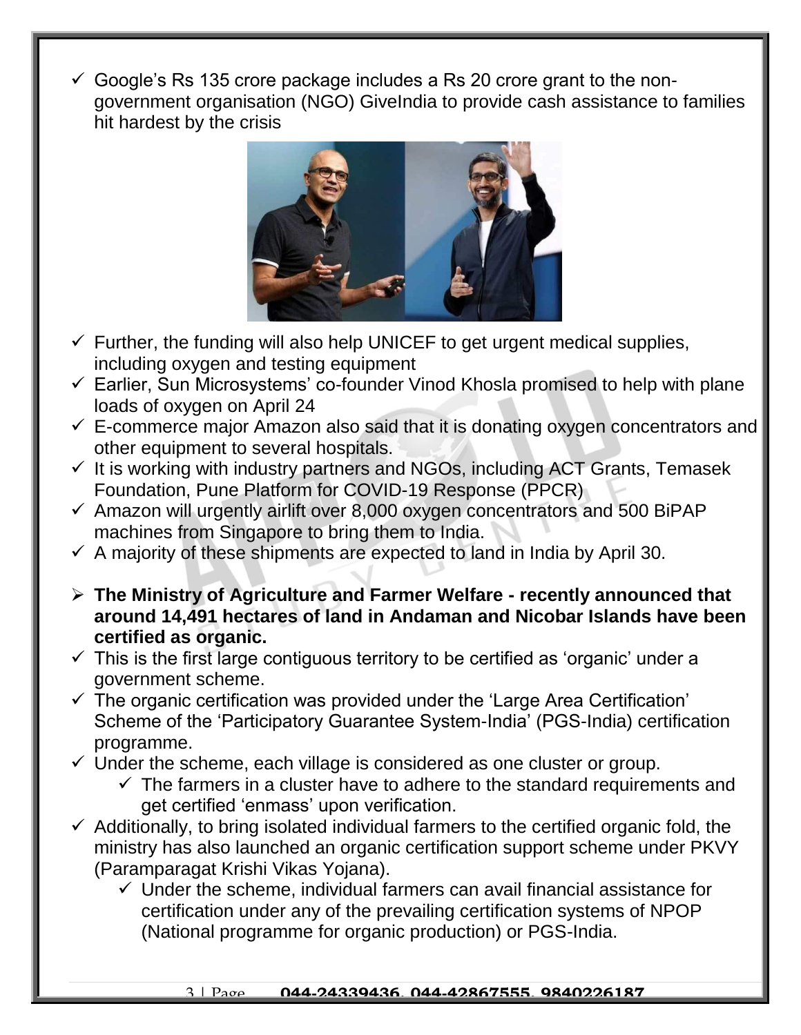- Google's Rs 135 crore package includes a Rs 20 crore grant to the non-government organisation (NGO) GiveIndia to provide cash assistance to families hit hardest by the crisis
- Further, the funding will also help UNICEF to get urgent medical supplies, including oxygen and testing equipment
- Earlier, Sun Microsystems' co-founder Vinod Khosla promised to help with plane loads of oxygen on April 24
- E-commerce major Amazon also said that it is donating oxygen concentrators and other equipment to several hospitals.
- It is working with industry partners and NGOs, including ACT Grants, Temasek Foundation, Pune Platform for COVID-19 Response (PPCR)
- Amazon will urgently airlift over 8,000 oxygen concentrators and 500 BiPAP machines from Singapore to bring them to India.
- A majority of these shipments are expected to land in India by April 30.

- **The Ministry of Agriculture and Farmer Welfare - recently announced that around 14,491 hectares of land in Andaman and Nicobar Islands have been certified as organic.**
- This is the first large contiguous territory to be certified as 'organic' under a government scheme.
- The organic certification was provided under the 'Large Area Certification' Scheme of the 'Participatory Guarantee System-India' (PGS-India) certification programme.
- Under the scheme, each village is considered as one cluster or group.
  - The farmers in a cluster have to adhere to the standard requirements and get certified 'enmass' upon verification.
- Additionally, to bring isolated individual farmers to the certified organic fold, the ministry has also launched an organic certification support scheme under PKVY (Paramparagat Krishi Vikas Yojana).
  - Under the scheme, individual farmers can avail financial assistance for certification under any of the prevailing certification systems of NPOP (National programme for organic production) or PGS-India.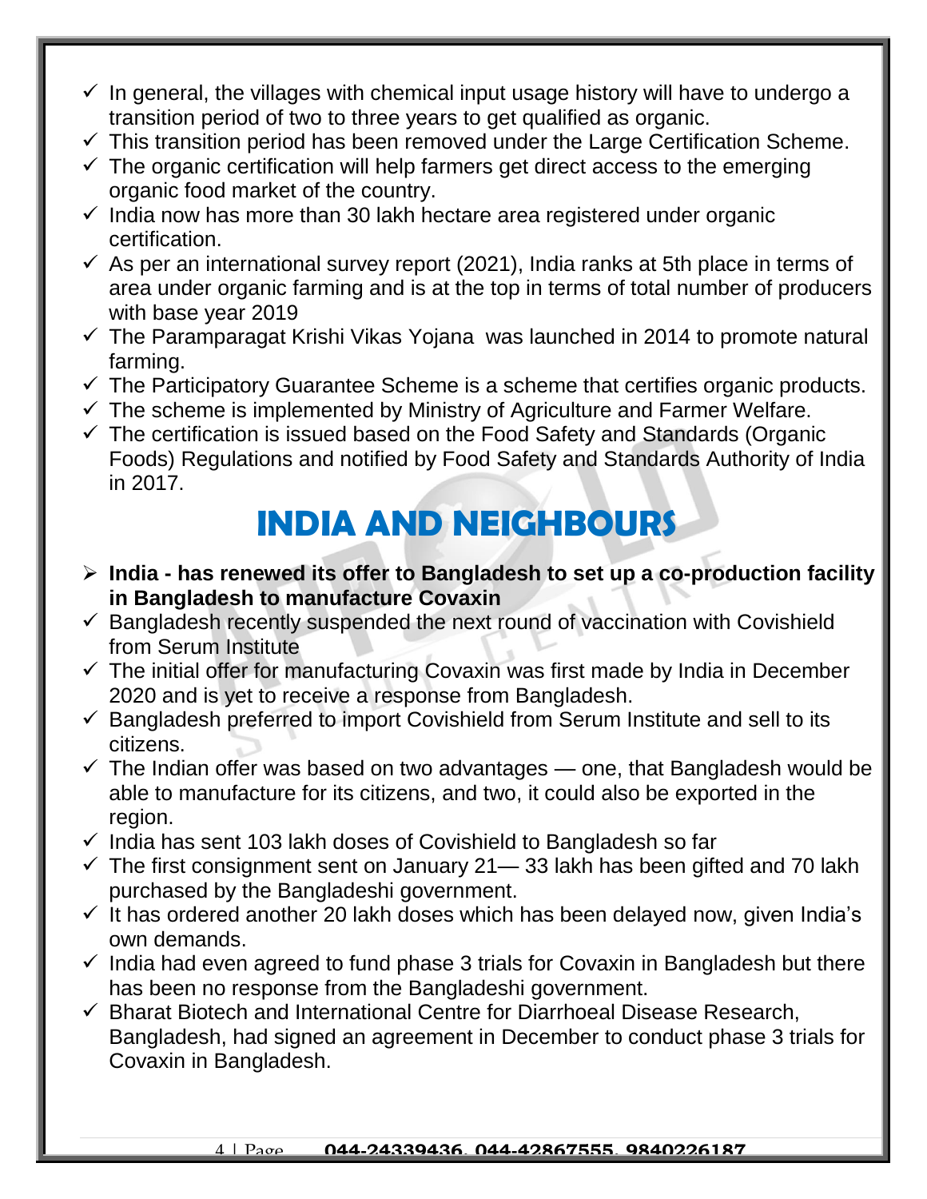- ✓ In general, the villages with chemical input usage history will have to undergo a transition period of two to three years to get qualified as organic.
- ✓ This transition period has been removed under the Large Certification Scheme.
- ✓ The organic certification will help farmers get direct access to the emerging organic food market of the country.
- ✓ India now has more than 30 lakh hectare area registered under organic certification.
- ✓ As per an international survey report (2021), India ranks at 5th place in terms of area under organic farming and is at the top in terms of total number of producers with base year 2019
- ✓ The Paramparagat Krishi Vikas Yojana was launched in 2014 to promote natural farming.
- ✓ The Participatory Guarantee Scheme is a scheme that certifies organic products.
- ✓ The scheme is implemented by Ministry of Agriculture and Farmer Welfare.
- ✓ The certification is issued based on the Food Safety and Standards (Organic Foods) Regulations and notified by Food Safety and Standards Authority of India in 2017.

# INDIA AND NEIGHBOURS

- **India - has renewed its offer to Bangladesh to set up a co-production facility in Bangladesh to manufacture Covaxin**
- ✓ Bangladesh recently suspended the next round of vaccination with Covishield from Serum Institute
- ✓ The initial offer for manufacturing Covaxin was first made by India in December 2020 and is yet to receive a response from Bangladesh.
- ✓ Bangladesh preferred to import Covishield from Serum Institute and sell to its citizens.
- ✓ The Indian offer was based on two advantages — one, that Bangladesh would be able to manufacture for its citizens, and two, it could also be exported in the region.
- ✓ India has sent 103 lakh doses of Covishield to Bangladesh so far
- ✓ The first consignment sent on January 21— 33 lakh has been gifted and 70 lakh purchased by the Bangladeshi government.
- ✓ It has ordered another 20 lakh doses which has been delayed now, given India's own demands.
- ✓ India had even agreed to fund phase 3 trials for Covaxin in Bangladesh but there has been no response from the Bangladeshi government.
- ✓ Bharat Biotech and International Centre for Diarrhoeal Disease Research, Bangladesh, had signed an agreement in December to conduct phase 3 trials for Covaxin in Bangladesh.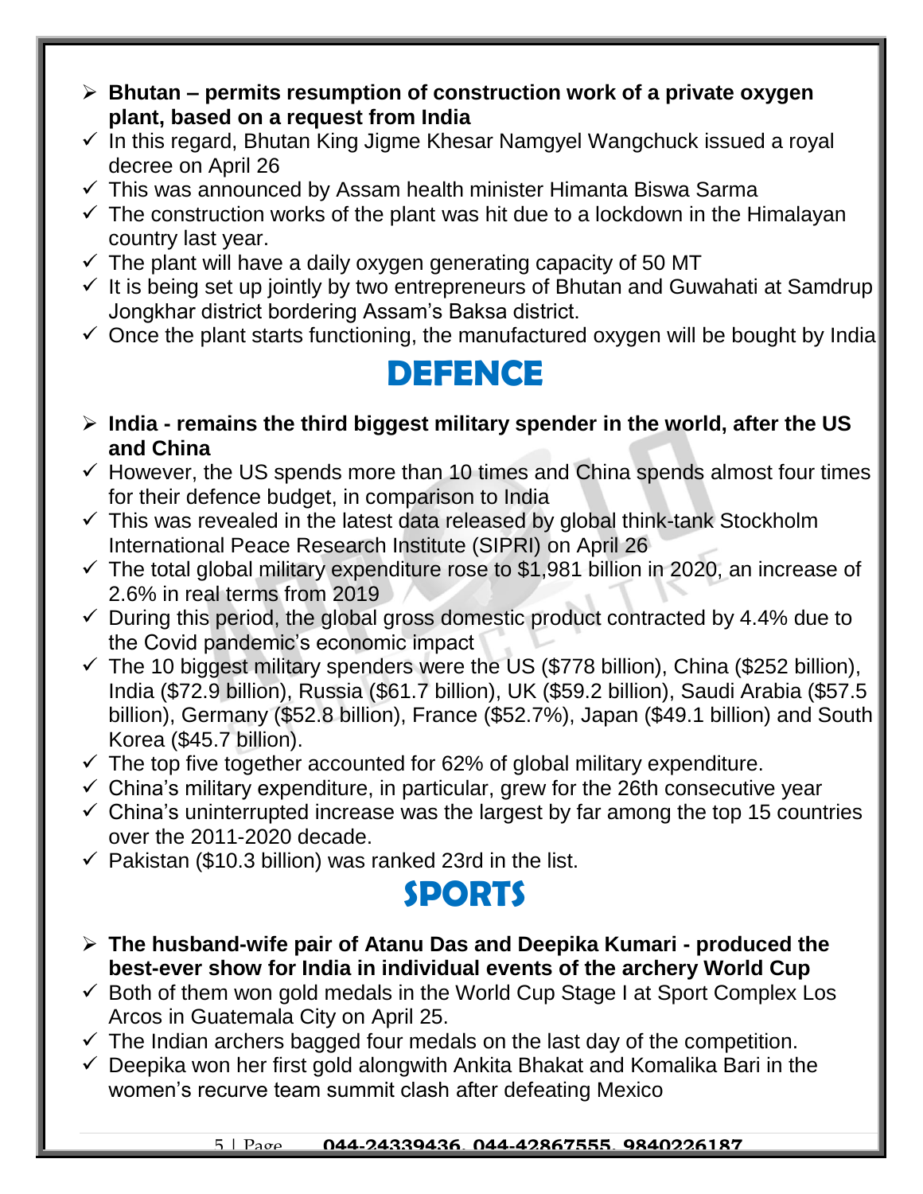- **Bhutan – permits resumption of construction work of a private oxygen plant, based on a request from India**
  - In this regard, Bhutan King Jigme Khesar Namgyel Wangchuck issued a royal decree on April 26
  - This was announced by Assam health minister Himanta Biswa Sarma
  - The construction works of the plant was hit due to a lockdown in the Himalayan country last year.
  - The plant will have a daily oxygen generating capacity of 50 MT
  - It is being set up jointly by two entrepreneurs of Bhutan and Guwahati at Samdrup Jongkhar district bordering Assam's Baksa district.
  - Once the plant starts functioning, the manufactured oxygen will be bought by India

# DEFENCE

- **India - remains the third biggest military spender in the world, after the US and China**
  - However, the US spends more than 10 times and China spends almost four times for their defence budget, in comparison to India
  - This was revealed in the latest data released by global think-tank Stockholm International Peace Research Institute (SIPRI) on April 26
  - The total global military expenditure rose to $1,981 billion in 2020, an increase of 2.6% in real terms from 2019
  - During this period, the global gross domestic product contracted by 4.4% due to the Covid pandemic's economic impact
  - The 10 biggest military spenders were the US ($778 billion), China ($252 billion), India ($72.9 billion), Russia ($61.7 billion), UK ($59.2 billion), Saudi Arabia ($57.5 billion), Germany ($52.8 billion), France ($52.7%), Japan ($49.1 billion) and South Korea ($45.7 billion).
  - The top five together accounted for 62% of global military expenditure.
  - China's military expenditure, in particular, grew for the 26th consecutive year
  - China's uninterrupted increase was the largest by far among the top 15 countries over the 2011-2020 decade.
  - Pakistan ($10.3 billion) was ranked 23rd in the list.

# SPORTS

- **The husband-wife pair of Atanu Das and Deepika Kumari - produced the best-ever show for India in individual events of the archery World Cup**
  - Both of them won gold medals in the World Cup Stage I at Sport Complex Los Arcos in Guatemala City on April 25.
  - The Indian archers bagged four medals on the last day of the competition.
  - Deepika won her first gold alongwith Ankita Bhakat and Komalika Bari in the women's recurve team summit clash after defeating Mexico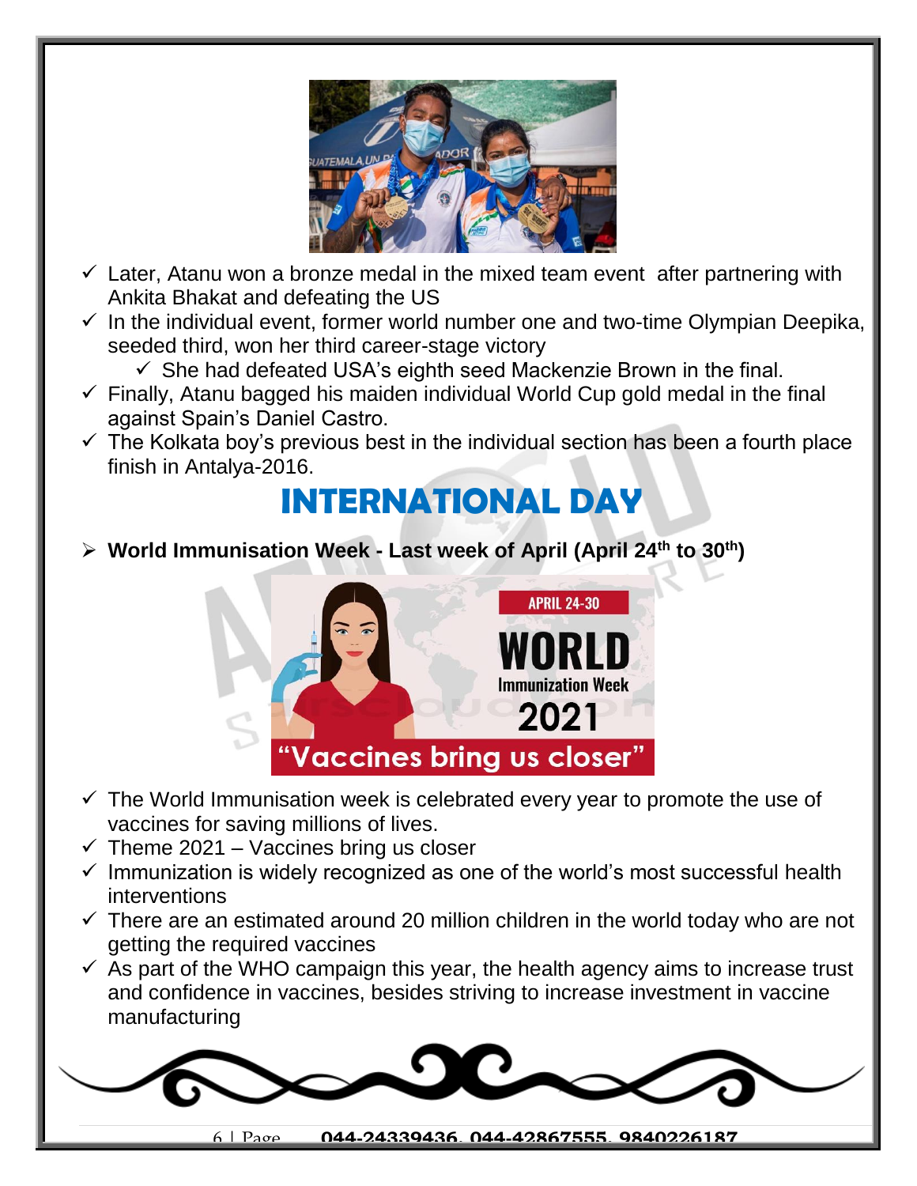- ✓ Later, Atanu won a bronze medal in the mixed team event after partnering with Ankita Bhakat and defeating the US
- ✓ In the individual event, former world number one and two-time Olympian Deepika, seeded third, won her third career-stage victory
  - ✓ She had defeated USA's eighth seed Mackenzie Brown in the final.
- ✓ Finally, Atanu bagged his maiden individual World Cup gold medal in the final against Spain's Daniel Castro.
- ✓ The Kolkata boy's previous best in the individual section has been a fourth place finish in Antalya-2016.

# INTERNATIONAL DAY

- **World Immunisation Week - Last week of April (April 24th to 30th)**

- ✓ The World Immunisation week is celebrated every year to promote the use of vaccines for saving millions of lives.
- ✓ Theme 2021 – Vaccines bring us closer
- ✓ Immunization is widely recognized as one of the world's most successful health interventions
- ✓ There are an estimated around 20 million children in the world today who are not getting the required vaccines
- ✓ As part of the WHO campaign this year, the health agency aims to increase trust and confidence in vaccines, besides striving to increase investment in vaccine manufacturing